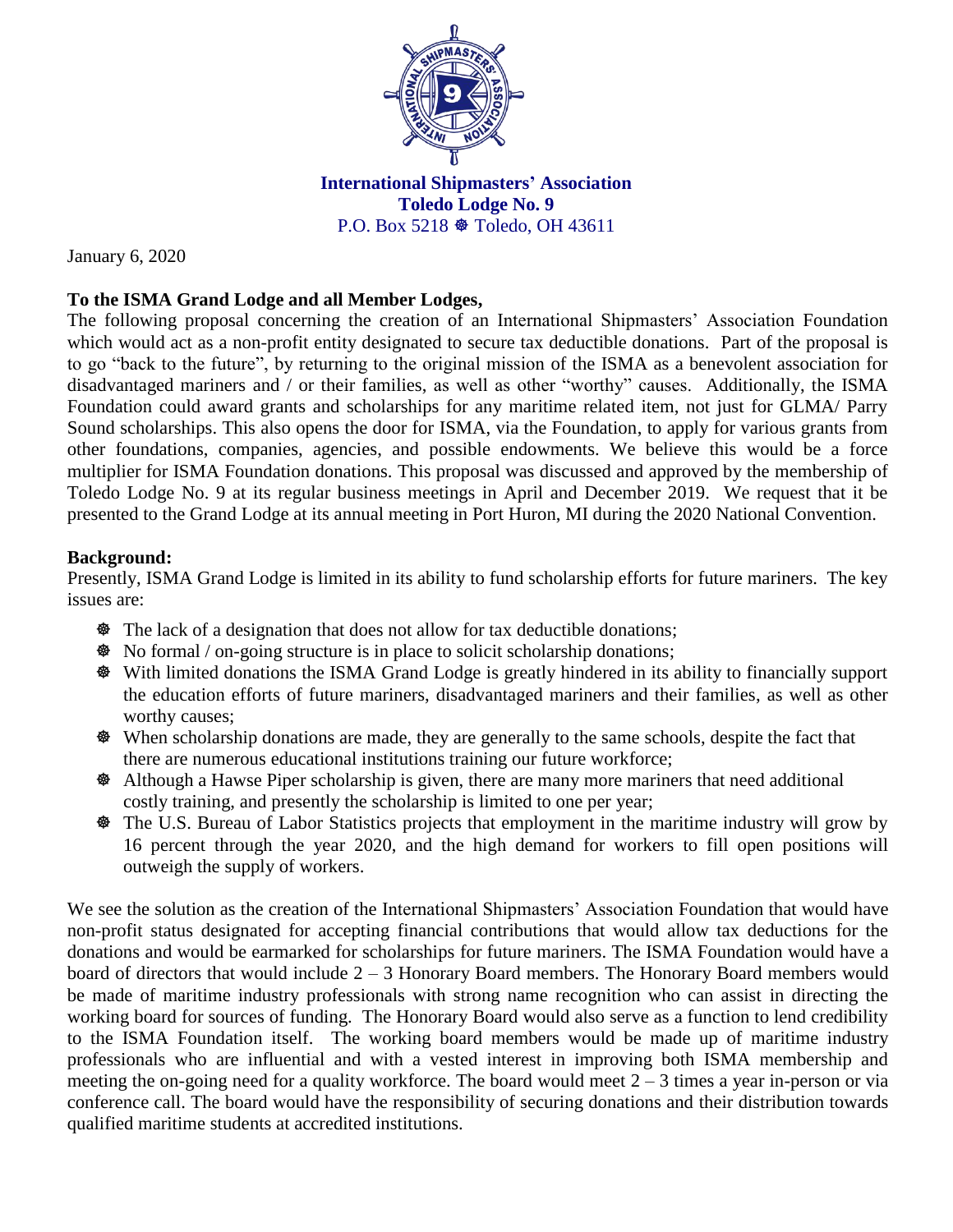**International Shipmasters' Association**
**Toledo Lodge No. 9**
P.O. Box 5218 ☸ Toledo, OH 43611

January 6, 2020

**To the ISMA Grand Lodge and all Member Lodges,**

The following proposal concerning the creation of an International Shipmasters' Association Foundation which would act as a non-profit entity designated to secure tax deductible donations. Part of the proposal is to go "back to the future", by returning to the original mission of the ISMA as a benevolent association for disadvantaged mariners and / or their families, as well as other "worthy" causes. Additionally, the ISMA Foundation could award grants and scholarships for any maritime related item, not just for GLMA/ Parry Sound scholarships. This also opens the door for ISMA, via the Foundation, to apply for various grants from other foundations, companies, agencies, and possible endowments. We believe this would be a force multiplier for ISMA Foundation donations. This proposal was discussed and approved by the membership of Toledo Lodge No. 9 at its regular business meetings in April and December 2019. We request that it be presented to the Grand Lodge at its annual meeting in Port Huron, MI during the 2020 National Convention.

**Background:**

Presently, ISMA Grand Lodge is limited in its ability to fund scholarship efforts for future mariners. The key issues are:

- The lack of a designation that does not allow for tax deductible donations;
- No formal / on-going structure is in place to solicit scholarship donations;
- With limited donations the ISMA Grand Lodge is greatly hindered in its ability to financially support the education efforts of future mariners, disadvantaged mariners and their families, as well as other worthy causes;
- When scholarship donations are made, they are generally to the same schools, despite the fact that there are numerous educational institutions training our future workforce;
- Although a Hawse Piper scholarship is given, there are many more mariners that need additional costly training, and presently the scholarship is limited to one per year;
- The U.S. Bureau of Labor Statistics projects that employment in the maritime industry will grow by 16 percent through the year 2020, and the high demand for workers to fill open positions will outweigh the supply of workers.

We see the solution as the creation of the International Shipmasters' Association Foundation that would have non-profit status designated for accepting financial contributions that would allow tax deductions for the donations and would be earmarked for scholarships for future mariners. The ISMA Foundation would have a board of directors that would include 2 – 3 Honorary Board members. The Honorary Board members would be made of maritime industry professionals with strong name recognition who can assist in directing the working board for sources of funding. The Honorary Board would also serve as a function to lend credibility to the ISMA Foundation itself. The working board members would be made up of maritime industry professionals who are influential and with a vested interest in improving both ISMA membership and meeting the on-going need for a quality workforce. The board would meet 2 – 3 times a year in-person or via conference call. The board would have the responsibility of securing donations and their distribution towards qualified maritime students at accredited institutions.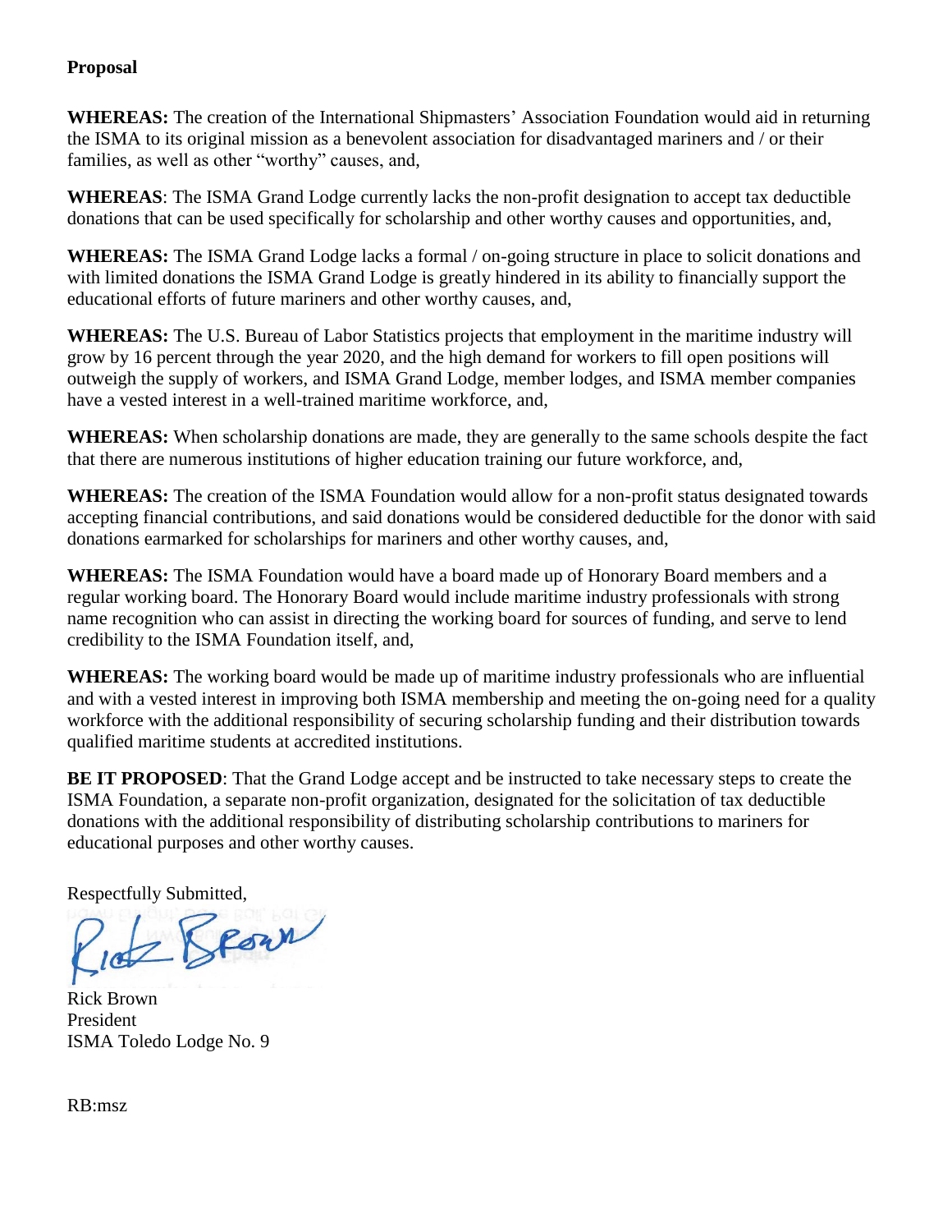**Proposal**

**WHEREAS:** The creation of the International Shipmasters' Association Foundation would aid in returning the ISMA to its original mission as a benevolent association for disadvantaged mariners and / or their families, as well as other "worthy" causes, and,

**WHEREAS**: The ISMA Grand Lodge currently lacks the non-profit designation to accept tax deductible donations that can be used specifically for scholarship and other worthy causes and opportunities, and,

**WHEREAS:** The ISMA Grand Lodge lacks a formal / on-going structure in place to solicit donations and with limited donations the ISMA Grand Lodge is greatly hindered in its ability to financially support the educational efforts of future mariners and other worthy causes, and,

**WHEREAS:** The U.S. Bureau of Labor Statistics projects that employment in the maritime industry will grow by 16 percent through the year 2020, and the high demand for workers to fill open positions will outweigh the supply of workers, and ISMA Grand Lodge, member lodges, and ISMA member companies have a vested interest in a well-trained maritime workforce, and,

**WHEREAS:** When scholarship donations are made, they are generally to the same schools despite the fact that there are numerous institutions of higher education training our future workforce, and,

**WHEREAS:** The creation of the ISMA Foundation would allow for a non-profit status designated towards accepting financial contributions, and said donations would be considered deductible for the donor with said donations earmarked for scholarships for mariners and other worthy causes, and,

**WHEREAS:** The ISMA Foundation would have a board made up of Honorary Board members and a regular working board. The Honorary Board would include maritime industry professionals with strong name recognition who can assist in directing the working board for sources of funding, and serve to lend credibility to the ISMA Foundation itself, and,

**WHEREAS:** The working board would be made up of maritime industry professionals who are influential and with a vested interest in improving both ISMA membership and meeting the on-going need for a quality workforce with the additional responsibility of securing scholarship funding and their distribution towards qualified maritime students at accredited institutions.

**BE IT PROPOSED**: That the Grand Lodge accept and be instructed to take necessary steps to create the ISMA Foundation, a separate non-profit organization, designated for the solicitation of tax deductible donations with the additional responsibility of distributing scholarship contributions to mariners for educational purposes and other worthy causes.

Respectfully Submitted,

Rick Brown
President
ISMA Toledo Lodge No. 9

RB:msz